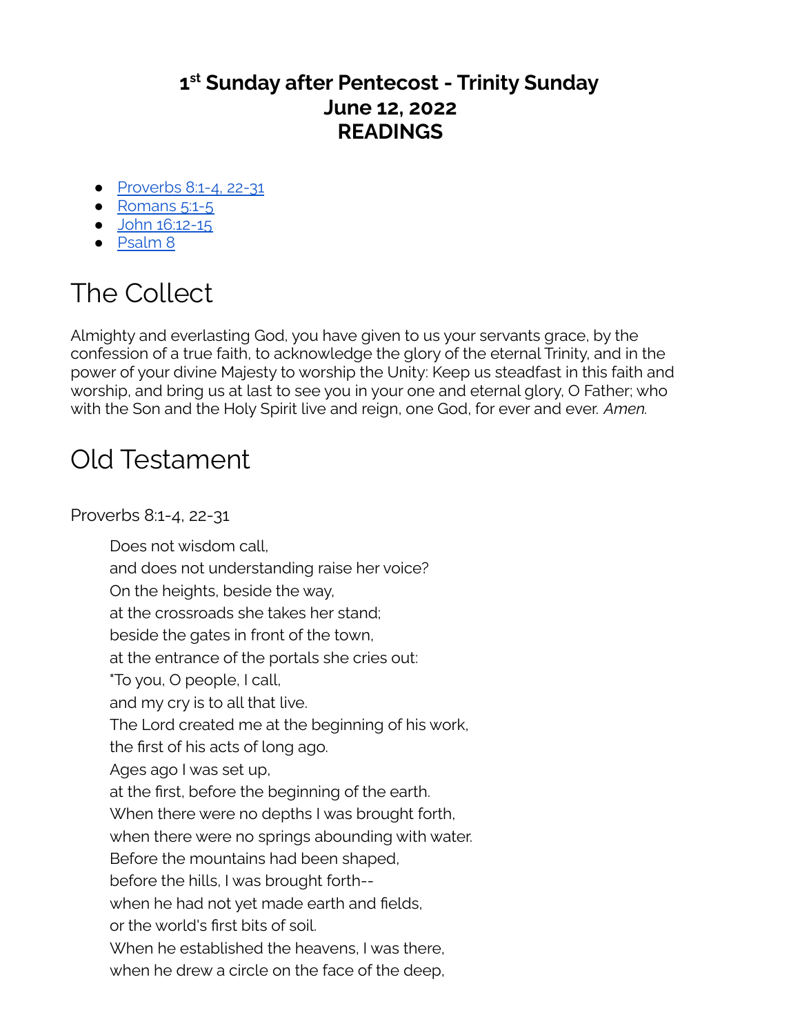**1st Sunday after Pentecost - Trinity Sunday**
**June 12, 2022**
**READINGS**

- [Proverbs 8:1-4, 22-31]
- [Romans 5:1-5]
- [John 16:12-15]
- [Psalm 8]

# The Collect

Almighty and everlasting God, you have given to us your servants grace, by the confession of a true faith, to acknowledge the glory of the eternal Trinity, and in the power of your divine Majesty to worship the Unity: Keep us steadfast in this faith and worship, and bring us at last to see you in your one and eternal glory, O Father; who with the Son and the Holy Spirit live and reign, one God, for ever and ever. *Amen.*

# Old Testament

Proverbs 8:1-4, 22-31

Does not wisdom call,
and does not understanding raise her voice?
On the heights, beside the way,
at the crossroads she takes her stand;
beside the gates in front of the town,
at the entrance of the portals she cries out:
"To you, O people, I call,
and my cry is to all that live.
The Lord created me at the beginning of his work,
the first of his acts of long ago.
Ages ago I was set up,
at the first, before the beginning of the earth.
When there were no depths I was brought forth,
when there were no springs abounding with water.
Before the mountains had been shaped,
before the hills, I was brought forth--
when he had not yet made earth and fields,
or the world's first bits of soil.
When he established the heavens, I was there,
when he drew a circle on the face of the deep,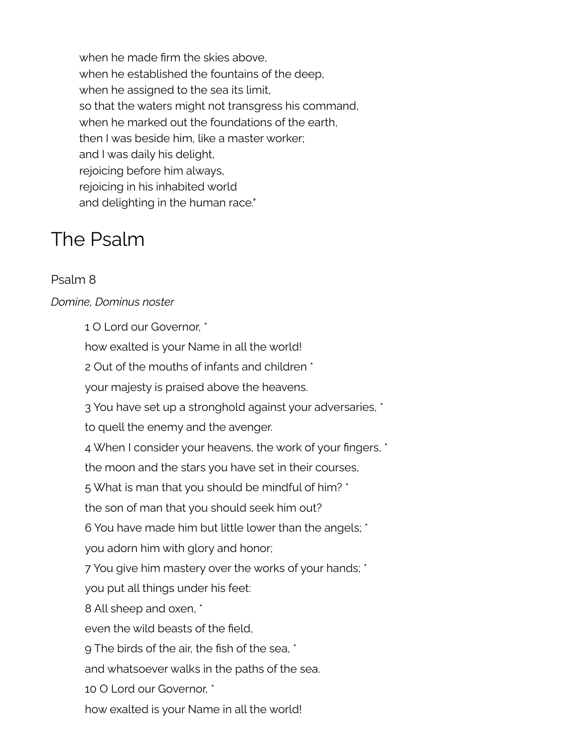when he made firm the skies above,
when he established the fountains of the deep,
when he assigned to the sea its limit,
so that the waters might not transgress his command,
when he marked out the foundations of the earth,
then I was beside him, like a master worker;
and I was daily his delight,
rejoicing before him always,
rejoicing in his inhabited world
and delighting in the human race."

# The Psalm

## Psalm 8

*Domine, Dominus noster*

1 O Lord our Governor, *

how exalted is your Name in all the world!

2 Out of the mouths of infants and children *

your majesty is praised above the heavens.

3 You have set up a stronghold against your adversaries, *

to quell the enemy and the avenger.

4 When I consider your heavens, the work of your fingers, *

the moon and the stars you have set in their courses,

5 What is man that you should be mindful of him? *

the son of man that you should seek him out?

6 You have made him but little lower than the angels; *

you adorn him with glory and honor;

7 You give him mastery over the works of your hands; *

you put all things under his feet:

8 All sheep and oxen, *

even the wild beasts of the field,

9 The birds of the air, the fish of the sea, *

and whatsoever walks in the paths of the sea.

10 O Lord our Governor, *

how exalted is your Name in all the world!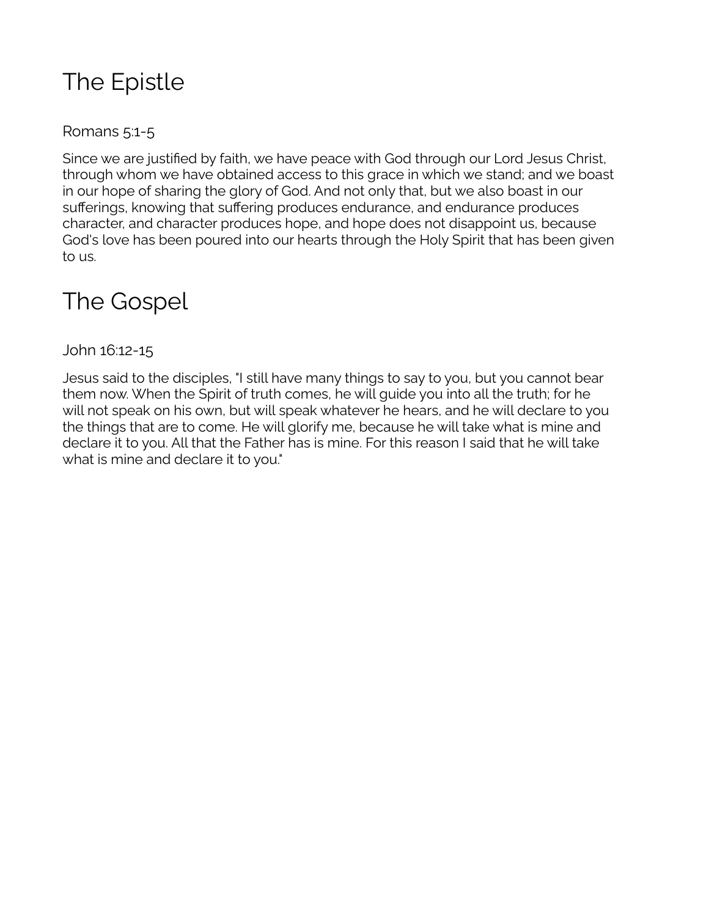# The Epistle

Romans 5:1-5

Since we are justified by faith, we have peace with God through our Lord Jesus Christ, through whom we have obtained access to this grace in which we stand; and we boast in our hope of sharing the glory of God. And not only that, but we also boast in our sufferings, knowing that suffering produces endurance, and endurance produces character, and character produces hope, and hope does not disappoint us, because God's love has been poured into our hearts through the Holy Spirit that has been given to us.

# The Gospel

John 16:12-15

Jesus said to the disciples, "I still have many things to say to you, but you cannot bear them now. When the Spirit of truth comes, he will guide you into all the truth; for he will not speak on his own, but will speak whatever he hears, and he will declare to you the things that are to come. He will glorify me, because he will take what is mine and declare it to you. All that the Father has is mine. For this reason I said that he will take what is mine and declare it to you."